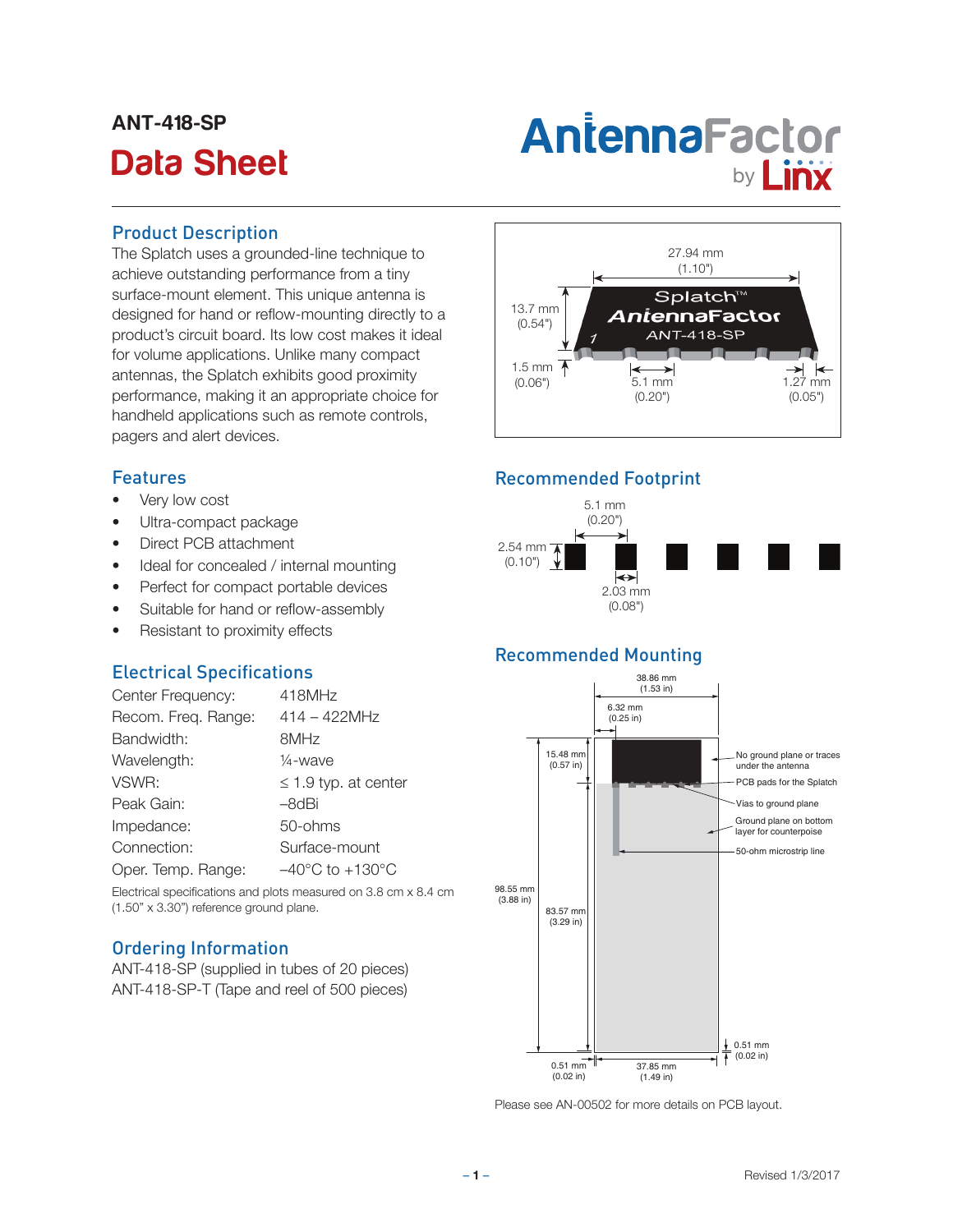ANT-418-SP

# Data Sheet

AntennaFactor by Linx

## Product Description

The Splatch uses a grounded-line technique to achieve outstanding performance from a tiny surface-mount element. This unique antenna is designed for hand or reflow-mounting directly to a product's circuit board. Its low cost makes it ideal for volume applications. Unlike many compact antennas, the Splatch exhibits good proximity performance, making it an appropriate choice for handheld applications such as remote controls, pagers and alert devices.

## Features

- Very low cost
- Ultra-compact package
- Direct PCB attachment
- Ideal for concealed / internal mounting
- Perfect for compact portable devices
- Suitable for hand or reflow-assembly
- Resistant to proximity effects

## Electrical Specifications

| | |
|---|---|
| Center Frequency: | 418MHz |
| Recom. Freq. Range: | 414 – 422MHz |
| Bandwidth: | 8MHz |
| Wavelength: | ¼-wave |
| VSWR: | ≤ 1.9 typ. at center |
| Peak Gain: | –8dBi |
| Impedance: | 50-ohms |
| Connection: | Surface-mount |
| Oper. Temp. Range: | –40°C to +130°C |

Electrical specifications and plots measured on 3.8 cm x 8.4 cm (1.50" x 3.30") reference ground plane.

## Ordering Information

ANT-418-SP (supplied in tubes of 20 pieces)
ANT-418-SP-T (Tape and reel of 500 pieces)

27.94 mm (1.10")
13.7 mm (0.54")
1.5 mm (0.06")
5.1 mm (0.20")
1.27 mm (0.05")

## Recommended Footprint

5.1 mm (0.20")
2.54 mm (0.10")
2.03 mm (0.08")

## Recommended Mounting

38.86 mm (1.53 in)
6.32 mm (0.25 in)
15.48 mm (0.57 in)
98.55 mm (3.88 in)
83.57 mm (3.29 in)
0.51 mm (0.02 in)
37.85 mm (1.49 in)
0.51 mm (0.02 in)

No ground plane or traces under the antenna
PCB pads for the Splatch
Vias to ground plane
Ground plane on bottom layer for counterpoise
50-ohm microstrip line

Please see AN-00502 for more details on PCB layout.

Revised 1/3/2017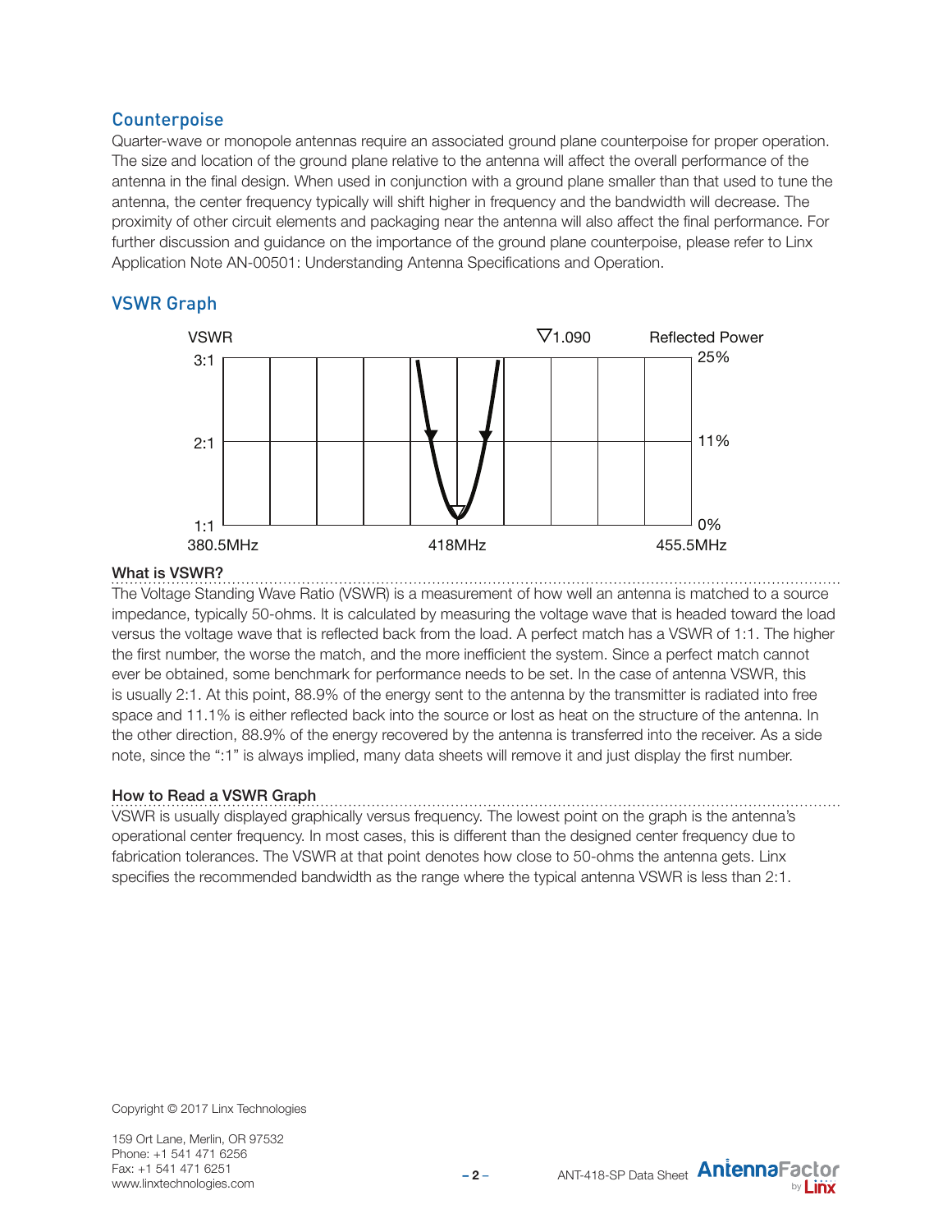## Counterpoise

Quarter-wave or monopole antennas require an associated ground plane counterpoise for proper operation. The size and location of the ground plane relative to the antenna will affect the overall performance of the antenna in the final design. When used in conjunction with a ground plane smaller than that used to tune the antenna, the center frequency typically will shift higher in frequency and the bandwidth will decrease. The proximity of other circuit elements and packaging near the antenna will also affect the final performance. For further discussion and guidance on the importance of the ground plane counterpoise, please refer to Linx Application Note AN-00501: Understanding Antenna Specifications and Operation.

## VSWR Graph

VSWR ▽1.090 Reflected Power

3:1 25%

2:1 11%

1:1 0%

380.5MHz 418MHz 455.5MHz

### What is VSWR?

The Voltage Standing Wave Ratio (VSWR) is a measurement of how well an antenna is matched to a source impedance, typically 50-ohms. It is calculated by measuring the voltage wave that is headed toward the load versus the voltage wave that is reflected back from the load. A perfect match has a VSWR of 1:1. The higher the first number, the worse the match, and the more inefficient the system. Since a perfect match cannot ever be obtained, some benchmark for performance needs to be set. In the case of antenna VSWR, this is usually 2:1. At this point, 88.9% of the energy sent to the antenna by the transmitter is radiated into free space and 11.1% is either reflected back into the source or lost as heat on the structure of the antenna. In the other direction, 88.9% of the energy recovered by the antenna is transferred into the receiver. As a side note, since the ":1" is always implied, many data sheets will remove it and just display the first number.

### How to Read a VSWR Graph

VSWR is usually displayed graphically versus frequency. The lowest point on the graph is the antenna's operational center frequency. In most cases, this is different than the designed center frequency due to fabrication tolerances. The VSWR at that point denotes how close to 50-ohms the antenna gets. Linx specifies the recommended bandwidth as the range where the typical antenna VSWR is less than 2:1.

Copyright © 2017 Linx Technologies

159 Ort Lane, Merlin, OR 97532
Phone: +1 541 471 6256
Fax: +1 541 471 6251
www.linxtechnologies.com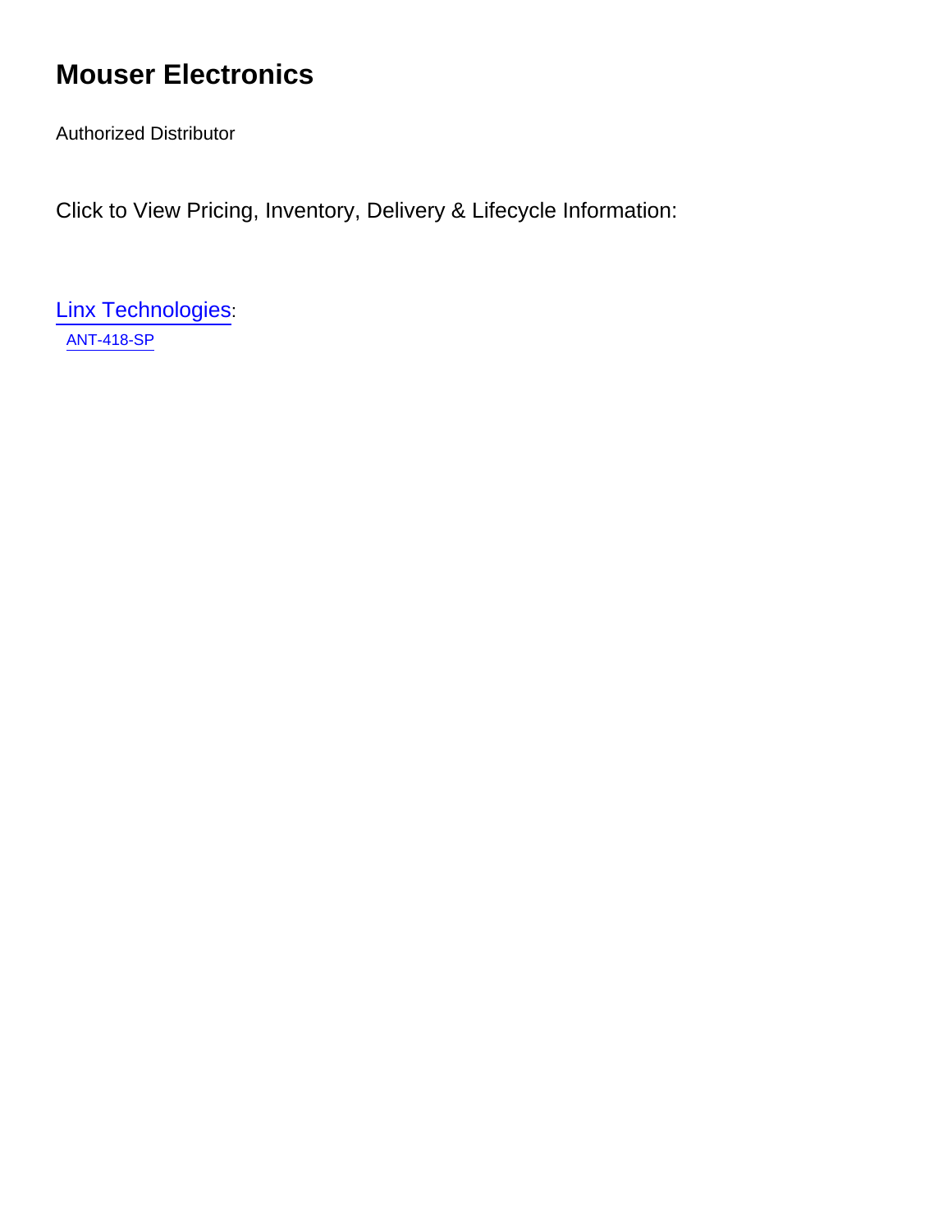# Mouser Electronics

Authorized Distributor

Click to View Pricing, Inventory, Delivery & Lifecycle Information:

Linx Technologies:

ANT-418-SP